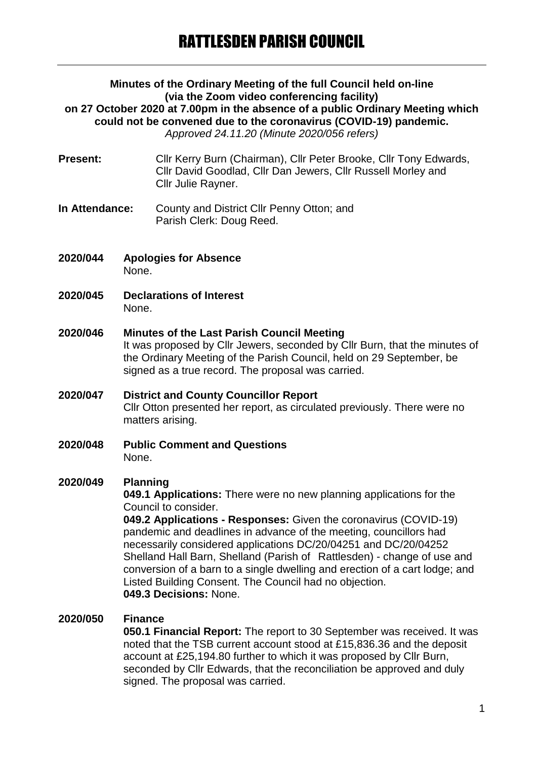# RATTLESDEN PARISH COUNCIL

**Minutes of the Ordinary Meeting of the full Council held on-line (via the Zoom video conferencing facility) on 27 October 2020 at 7.00pm in the absence of a public Ordinary Meeting which could not be convened due to the coronavirus (COVID-19) pandemic.**

*Approved 24.11.20 (Minute 2020/056 refers)*

**Present:** Cllr Kerry Burn (Chairman), Cllr Peter Brooke, Cllr Tony Edwards, Cllr David Goodlad, Cllr Dan Jewers, Cllr Russell Morley and Cllr Julie Rayner.

**In Attendance:** County and District Cllr Penny Otton; and Parish Clerk: Doug Reed.

**2020/044 Apologies for Absence**

None.

**2020/045 Declarations of Interest**

None.

**2020/046 Minutes of the Last Parish Council Meeting**

It was proposed by Cllr Jewers, seconded by Cllr Burn, that the minutes of the Ordinary Meeting of the Parish Council, held on 29 September, be signed as a true record. The proposal was carried.

**2020/047 District and County Councillor Report**

Cllr Otton presented her report, as circulated previously. There were no matters arising.

**2020/048 Public Comment and Questions**

None.

**2020/049 Planning**

**049.1 Applications:** There were no new planning applications for the Council to consider.

**049.2 Applications - Responses:** Given the coronavirus (COVID-19) pandemic and deadlines in advance of the meeting, councillors had necessarily considered applications DC/20/04251 and DC/20/04252 Shelland Hall Barn, Shelland (Parish of Rattlesden) - change of use and conversion of a barn to a single dwelling and erection of a cart lodge; and Listed Building Consent. The Council had no objection.

**049.3 Decisions:** None.

**2020/050 Finance**

**050.1 Financial Report:** The report to 30 September was received. It was noted that the TSB current account stood at £15,836.36 and the deposit account at £25,194.80 further to which it was proposed by Cllr Burn, seconded by Cllr Edwards, that the reconciliation be approved and duly signed. The proposal was carried.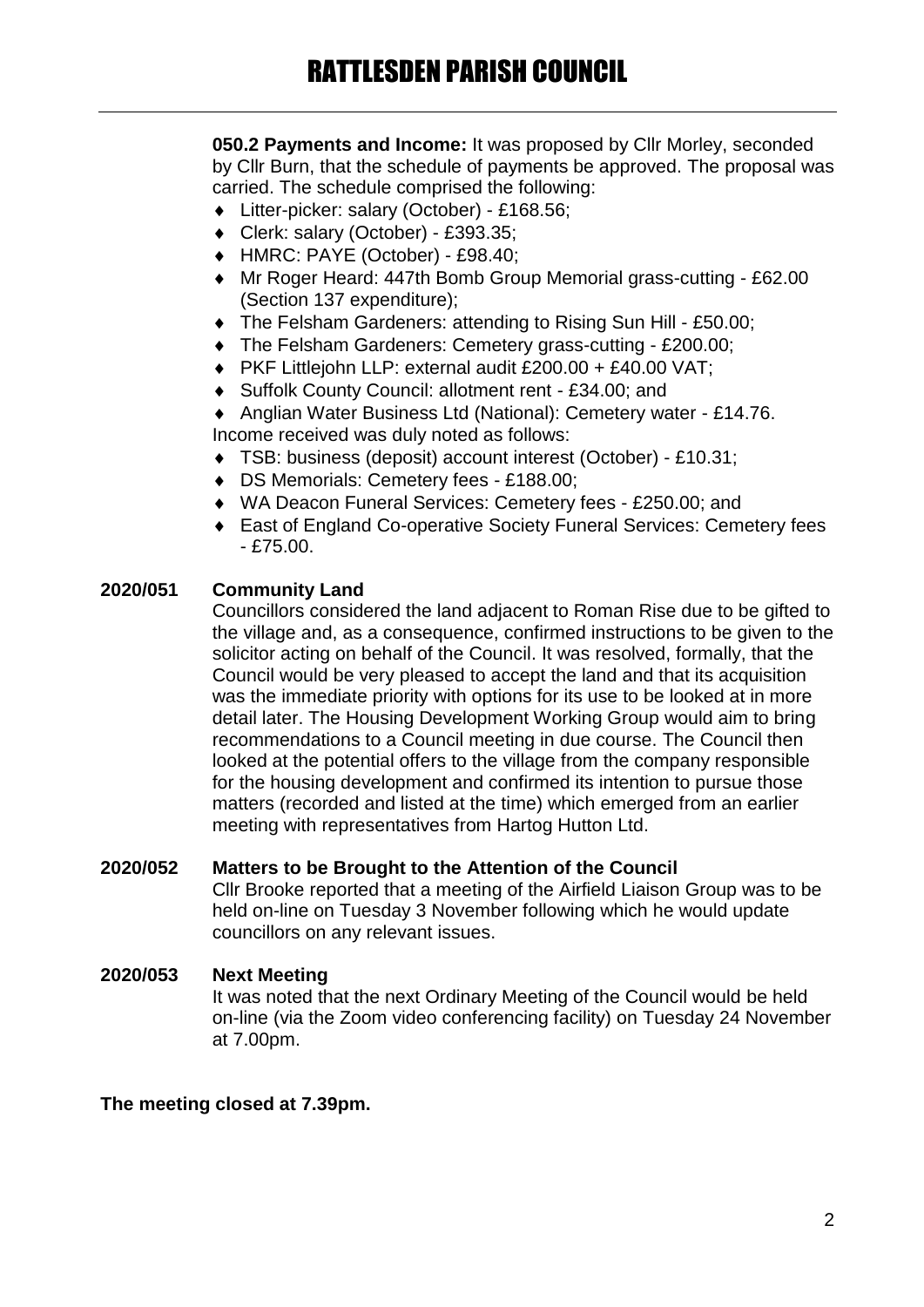**050.2 Payments and Income:** It was proposed by Cllr Morley, seconded by Cllr Burn, that the schedule of payments be approved. The proposal was carried. The schedule comprised the following:

- Litter-picker: salary (October) - £168.56;
- Clerk: salary (October) - £393.35;
- HMRC: PAYE (October) - £98.40;
- Mr Roger Heard: 447th Bomb Group Memorial grass-cutting - £62.00 (Section 137 expenditure);
- The Felsham Gardeners: attending to Rising Sun Hill - £50.00;
- The Felsham Gardeners: Cemetery grass-cutting - £200.00;
- PKF Littlejohn LLP: external audit £200.00 + £40.00 VAT;
- Suffolk County Council: allotment rent - £34.00; and
- Anglian Water Business Ltd (National): Cemetery water - £14.76.

Income received was duly noted as follows:

- TSB: business (deposit) account interest (October) - £10.31;
- DS Memorials: Cemetery fees - £188.00;
- WA Deacon Funeral Services: Cemetery fees - £250.00; and
- East of England Co-operative Society Funeral Services: Cemetery fees - £75.00.

**2020/051 Community Land**

Councillors considered the land adjacent to Roman Rise due to be gifted to the village and, as a consequence, confirmed instructions to be given to the solicitor acting on behalf of the Council. It was resolved, formally, that the Council would be very pleased to accept the land and that its acquisition was the immediate priority with options for its use to be looked at in more detail later. The Housing Development Working Group would aim to bring recommendations to a Council meeting in due course. The Council then looked at the potential offers to the village from the company responsible for the housing development and confirmed its intention to pursue those matters (recorded and listed at the time) which emerged from an earlier meeting with representatives from Hartog Hutton Ltd.

**2020/052 Matters to be Brought to the Attention of the Council**

Cllr Brooke reported that a meeting of the Airfield Liaison Group was to be held on-line on Tuesday 3 November following which he would update councillors on any relevant issues.

**2020/053 Next Meeting**

It was noted that the next Ordinary Meeting of the Council would be held on-line (via the Zoom video conferencing facility) on Tuesday 24 November at 7.00pm.

**The meeting closed at 7.39pm.**